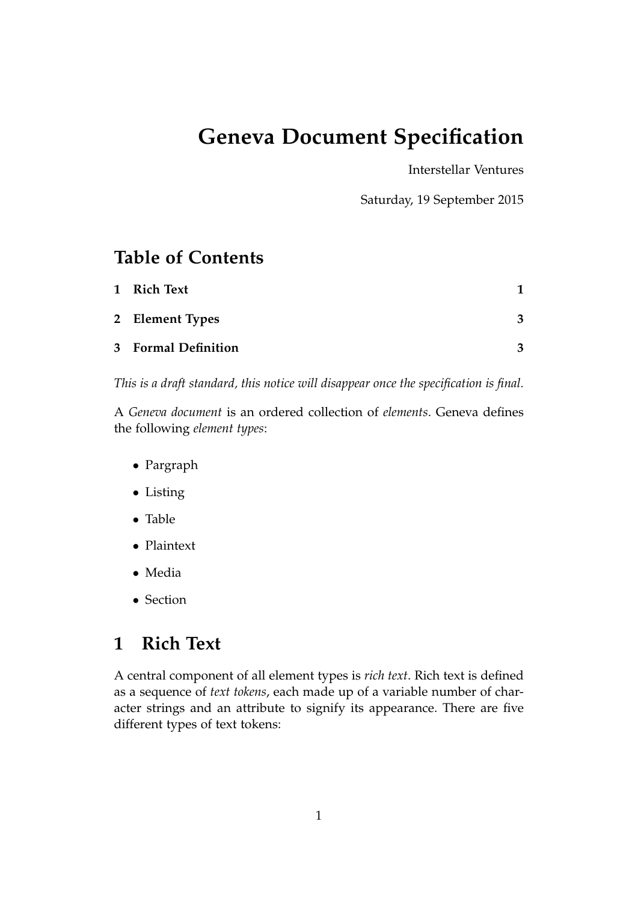# Geneva Document Specification

Interstellar Ventures

Saturday, 19 September 2015

## Table of Contents

| | | |
|---|---|---|
| **1** | **Rich Text** | **1** |
| **2** | **Element Types** | **3** |
| **3** | **Formal Definition** | **3** |

*This is a draft standard, this notice will disappear once the specification is final.*

A *Geneva document* is an ordered collection of *elements*. Geneva defines the following *element types*:

- Pargraph
- Listing
- Table
- Plaintext
- Media
- Section

## 1 Rich Text

A central component of all element types is *rich text*. Rich text is defined as a sequence of *text tokens*, each made up of a variable number of character strings and an attribute to signify its appearance. There are five different types of text tokens: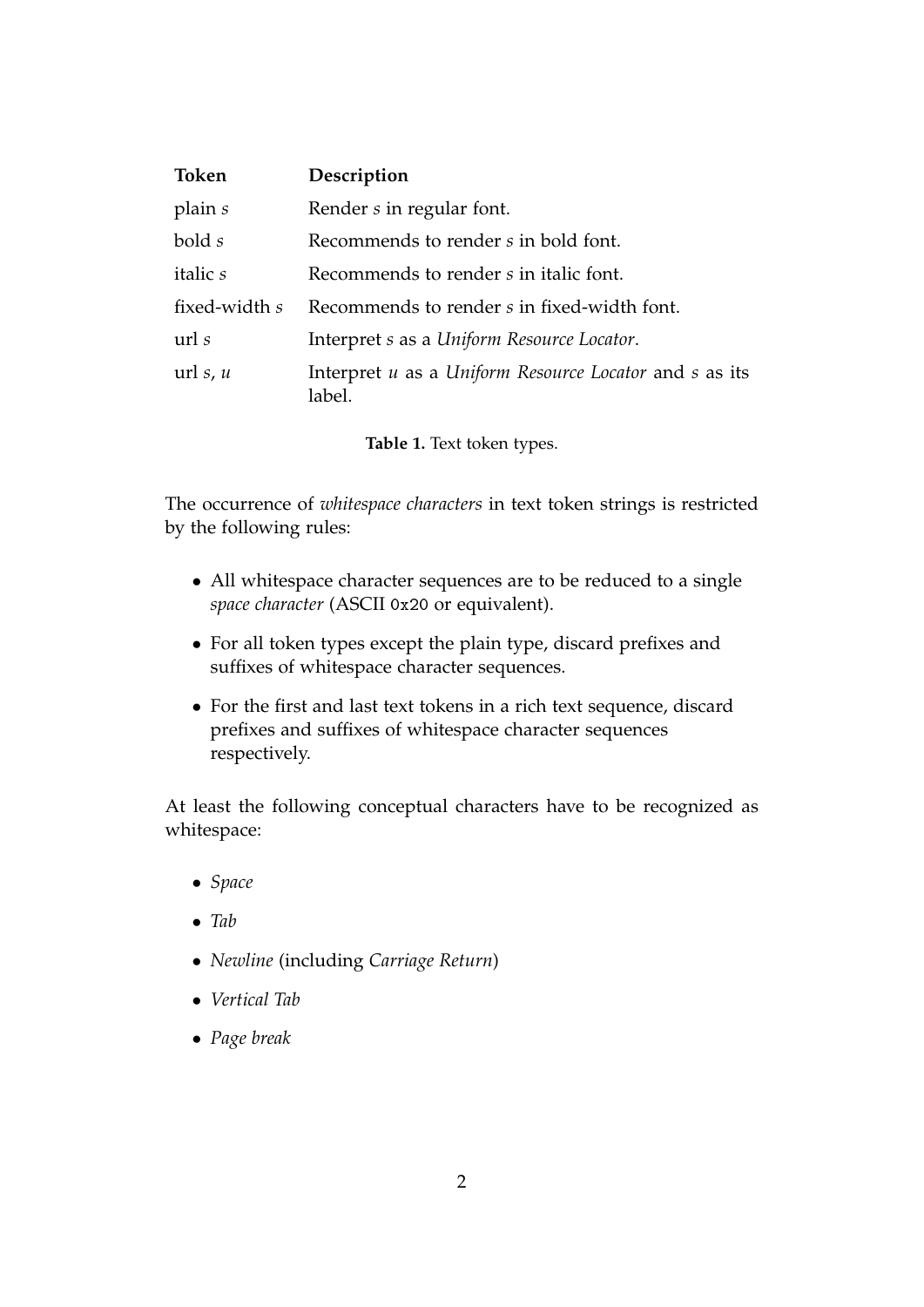| **Token** | **Description** |
| --- | --- |
| plain *s* | Render *s* in regular font. |
| bold *s* | Recommends to render *s* in bold font. |
| italic *s* | Recommends to render *s* in italic font. |
| fixed-width *s* | Recommends to render *s* in fixed-width font. |
| url *s* | Interpret *s* as a *Uniform Resource Locator*. |
| url *s*, *u* | Interpret *u* as a *Uniform Resource Locator* and *s* as its label. |

**Table 1.** Text token types.

The occurrence of *whitespace characters* in text token strings is restricted by the following rules:

- All whitespace character sequences are to be reduced to a single *space character* (ASCII `0x20` or equivalent).
- For all token types except the plain type, discard prefixes and suffixes of whitespace character sequences.
- For the first and last text tokens in a rich text sequence, discard prefixes and suffixes of whitespace character sequences respectively.

At least the following conceptual characters have to be recognized as whitespace:

- *Space*
- *Tab*
- *Newline* (including *Carriage Return*)
- *Vertical Tab*
- *Page break*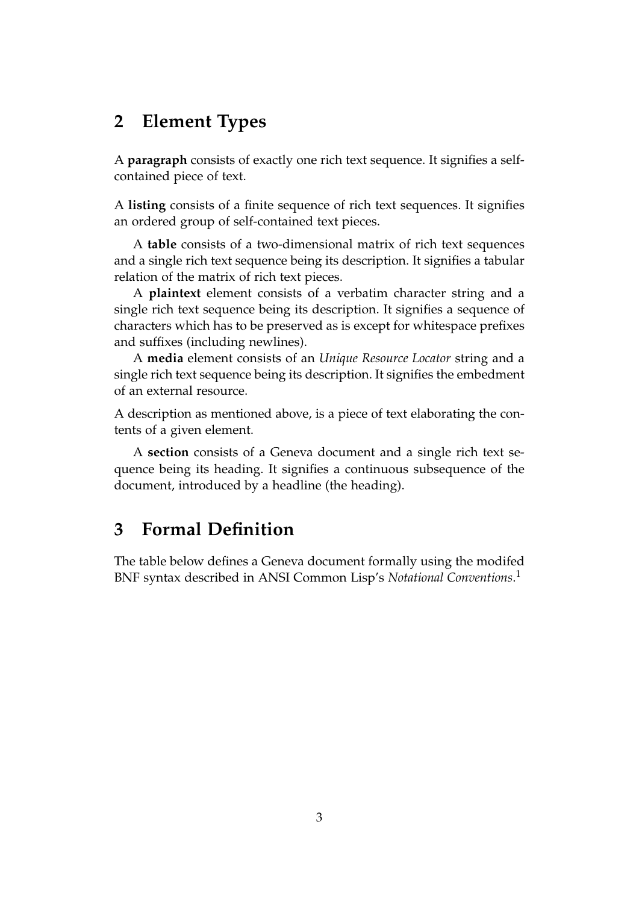## 2 Element Types

A **paragraph** consists of exactly one rich text sequence. It signifies a self-contained piece of text.

A **listing** consists of a finite sequence of rich text sequences. It signifies an ordered group of self-contained text pieces.

A **table** consists of a two-dimensional matrix of rich text sequences and a single rich text sequence being its description. It signifies a tabular relation of the matrix of rich text pieces.

A **plaintext** element consists of a verbatim character string and a single rich text sequence being its description. It signifies a sequence of characters which has to be preserved as is except for whitespace prefixes and suffixes (including newlines).

A **media** element consists of an *Unique Resource Locator* string and a single rich text sequence being its description. It signifies the embedment of an external resource.

A description as mentioned above, is a piece of text elaborating the contents of a given element.

A **section** consists of a Geneva document and a single rich text sequence being its heading. It signifies a continuous subsequence of the document, introduced by a headline (the heading).

## 3 Formal Definition

The table below defines a Geneva document formally using the modifed BNF syntax described in ANSI Common Lisp's *Notational Conventions*.[1]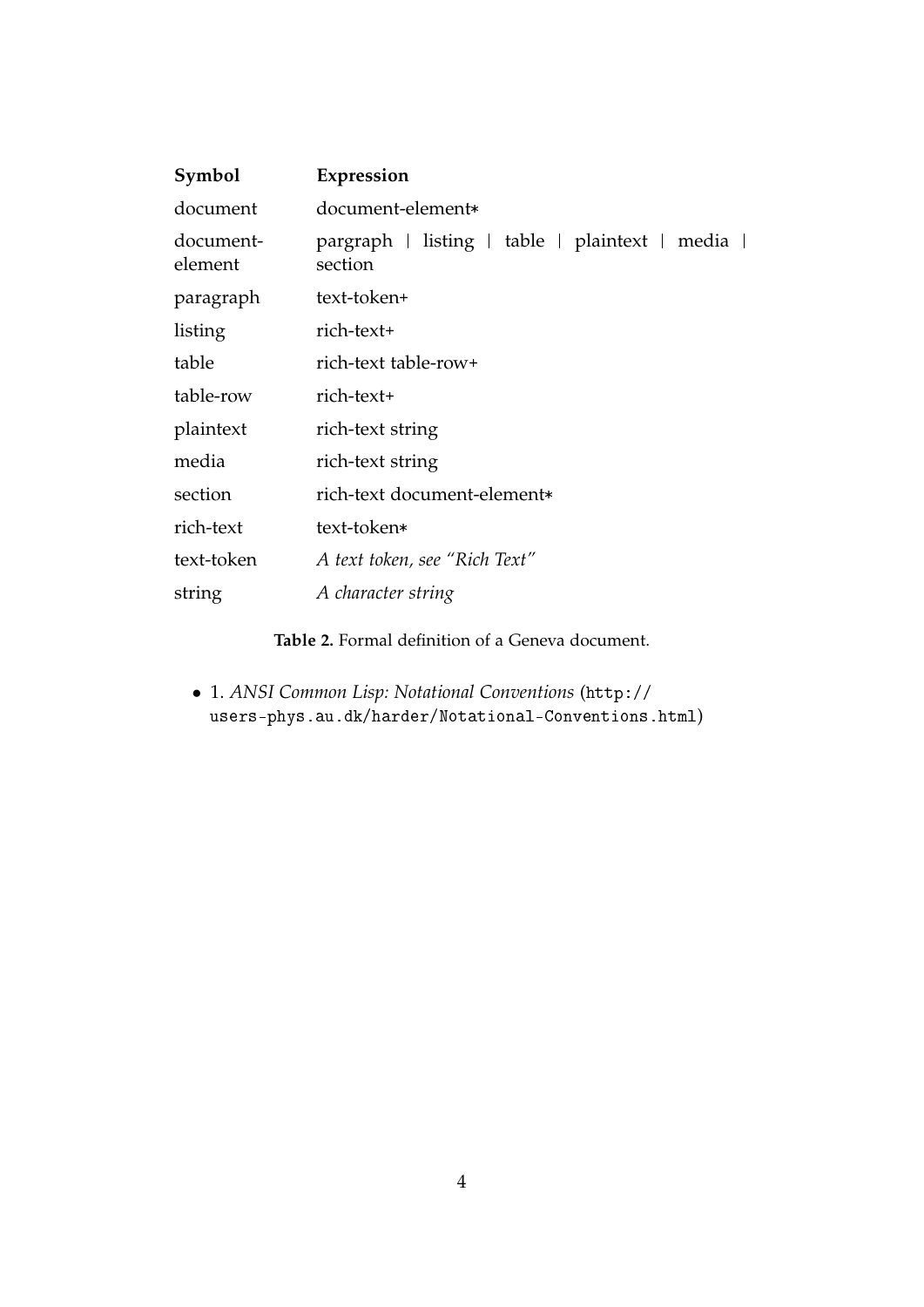| Symbol | Expression |
|---|---|
| document | document-element* |
| document-element | pargraph \| listing \| table \| plaintext \| media \| section |
| paragraph | text-token+ |
| listing | rich-text+ |
| table | rich-text table-row+ |
| table-row | rich-text+ |
| plaintext | rich-text string |
| media | rich-text string |
| section | rich-text document-element* |
| rich-text | text-token* |
| text-token | *A text token, see "Rich Text"* |
| string | *A character string* |

**Table 2.** Formal definition of a Geneva document.

- 1. *ANSI Common Lisp: Notational Conventions* (`http://users-phys.au.dk/harder/Notational-Conventions.html`)